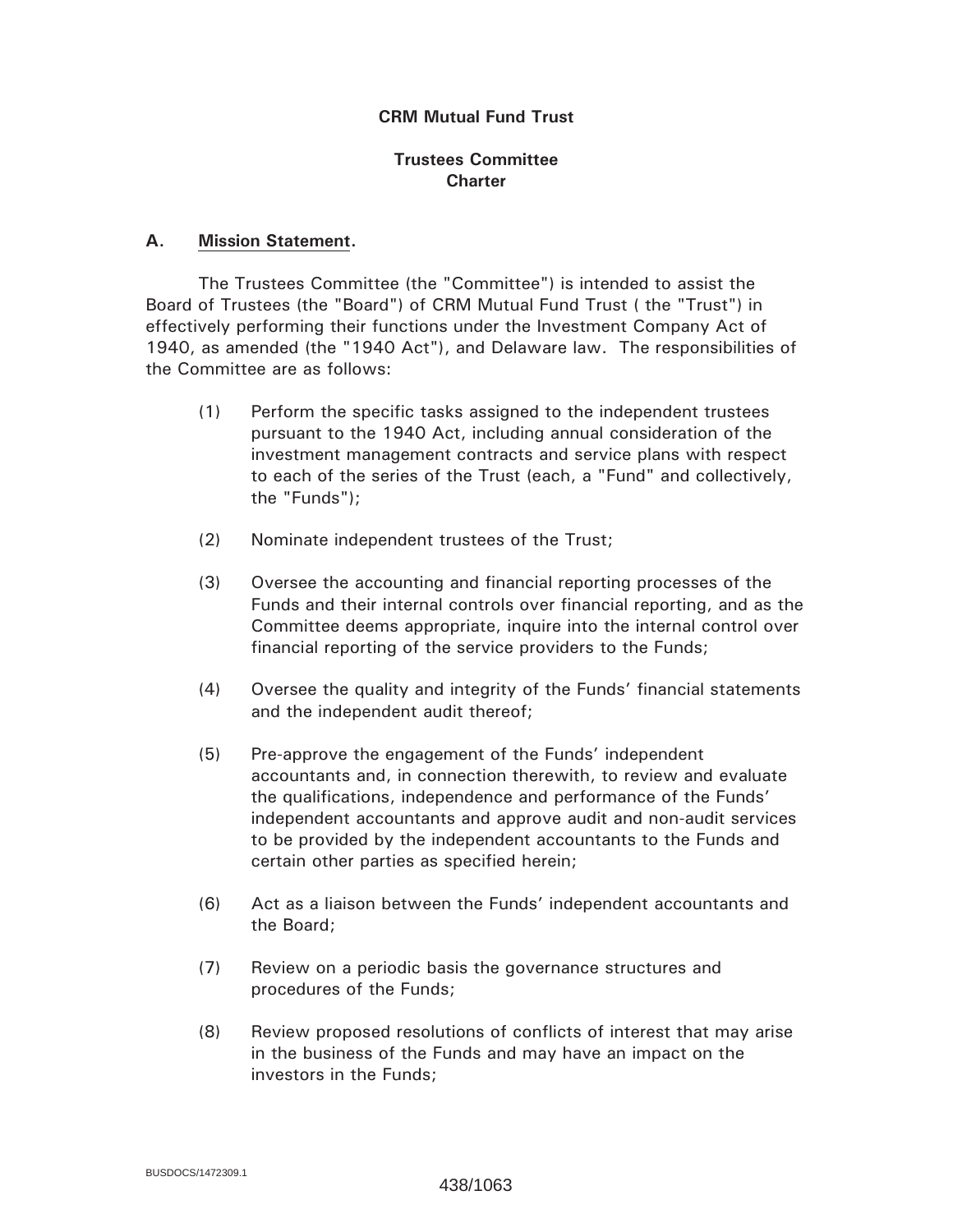**CRM Mutual Fund Trust**

**Trustees Committee**
**Charter**

## A. Mission Statement.

The Trustees Committee (the "Committee") is intended to assist the Board of Trustees (the "Board") of CRM Mutual Fund Trust ( the "Trust") in effectively performing their functions under the Investment Company Act of 1940, as amended (the "1940 Act"), and Delaware law. The responsibilities of the Committee are as follows:

(1) Perform the specific tasks assigned to the independent trustees pursuant to the 1940 Act, including annual consideration of the investment management contracts and service plans with respect to each of the series of the Trust (each, a "Fund" and collectively, the "Funds");

(2) Nominate independent trustees of the Trust;

(3) Oversee the accounting and financial reporting processes of the Funds and their internal controls over financial reporting, and as the Committee deems appropriate, inquire into the internal control over financial reporting of the service providers to the Funds;

(4) Oversee the quality and integrity of the Funds' financial statements and the independent audit thereof;

(5) Pre-approve the engagement of the Funds' independent accountants and, in connection therewith, to review and evaluate the qualifications, independence and performance of the Funds' independent accountants and approve audit and non-audit services to be provided by the independent accountants to the Funds and certain other parties as specified herein;

(6) Act as a liaison between the Funds' independent accountants and the Board;

(7) Review on a periodic basis the governance structures and procedures of the Funds;

(8) Review proposed resolutions of conflicts of interest that may arise in the business of the Funds and may have an impact on the investors in the Funds;

BUSDOCS/1472309.1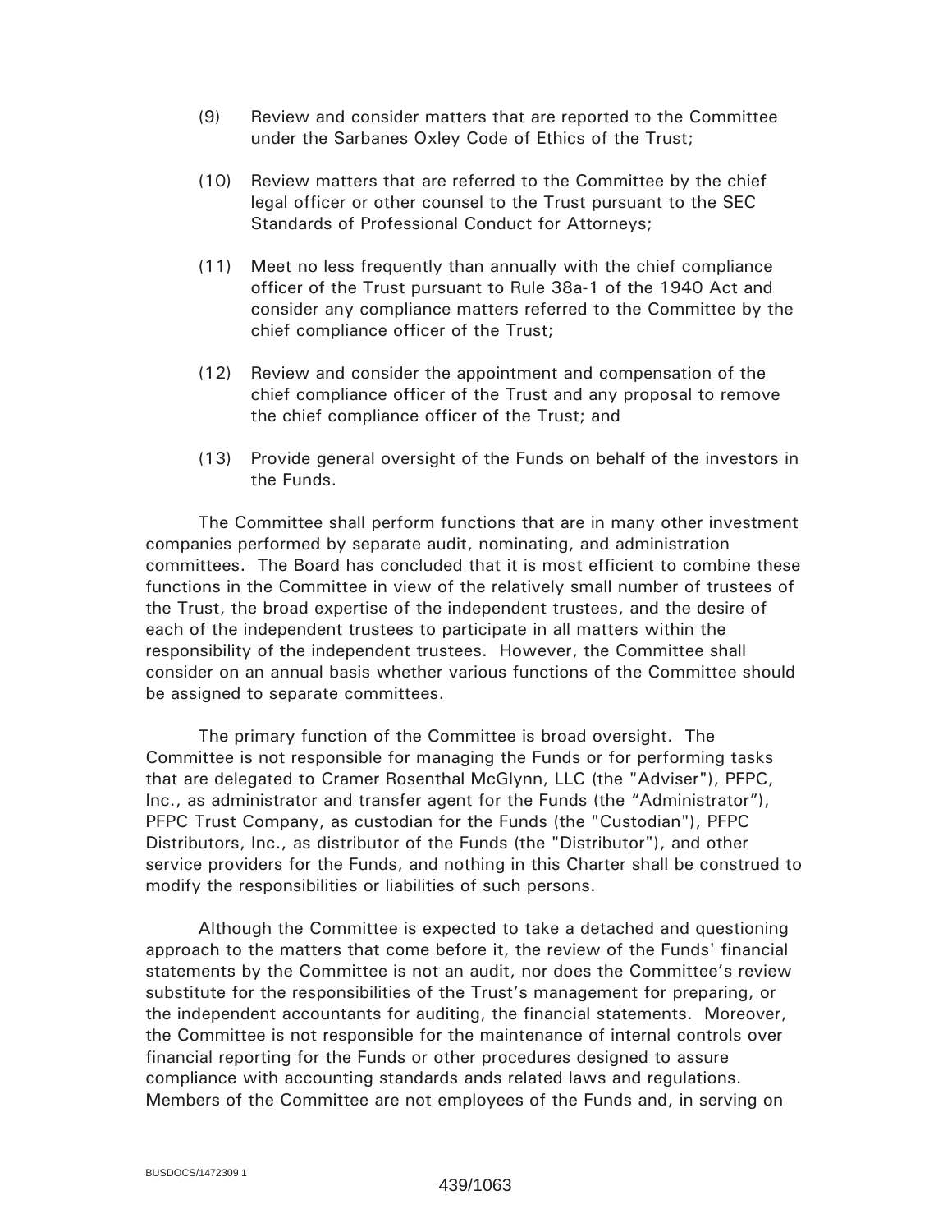(9) Review and consider matters that are reported to the Committee under the Sarbanes Oxley Code of Ethics of the Trust;

(10) Review matters that are referred to the Committee by the chief legal officer or other counsel to the Trust pursuant to the SEC Standards of Professional Conduct for Attorneys;

(11) Meet no less frequently than annually with the chief compliance officer of the Trust pursuant to Rule 38a-1 of the 1940 Act and consider any compliance matters referred to the Committee by the chief compliance officer of the Trust;

(12) Review and consider the appointment and compensation of the chief compliance officer of the Trust and any proposal to remove the chief compliance officer of the Trust; and

(13) Provide general oversight of the Funds on behalf of the investors in the Funds.

The Committee shall perform functions that are in many other investment companies performed by separate audit, nominating, and administration committees. The Board has concluded that it is most efficient to combine these functions in the Committee in view of the relatively small number of trustees of the Trust, the broad expertise of the independent trustees, and the desire of each of the independent trustees to participate in all matters within the responsibility of the independent trustees. However, the Committee shall consider on an annual basis whether various functions of the Committee should be assigned to separate committees.

The primary function of the Committee is broad oversight. The Committee is not responsible for managing the Funds or for performing tasks that are delegated to Cramer Rosenthal McGlynn, LLC (the "Adviser"), PFPC, Inc., as administrator and transfer agent for the Funds (the "Administrator"), PFPC Trust Company, as custodian for the Funds (the "Custodian"), PFPC Distributors, Inc., as distributor of the Funds (the "Distributor"), and other service providers for the Funds, and nothing in this Charter shall be construed to modify the responsibilities or liabilities of such persons.

Although the Committee is expected to take a detached and questioning approach to the matters that come before it, the review of the Funds' financial statements by the Committee is not an audit, nor does the Committee's review substitute for the responsibilities of the Trust's management for preparing, or the independent accountants for auditing, the financial statements. Moreover, the Committee is not responsible for the maintenance of internal controls over financial reporting for the Funds or other procedures designed to assure compliance with accounting standards ands related laws and regulations. Members of the Committee are not employees of the Funds and, in serving on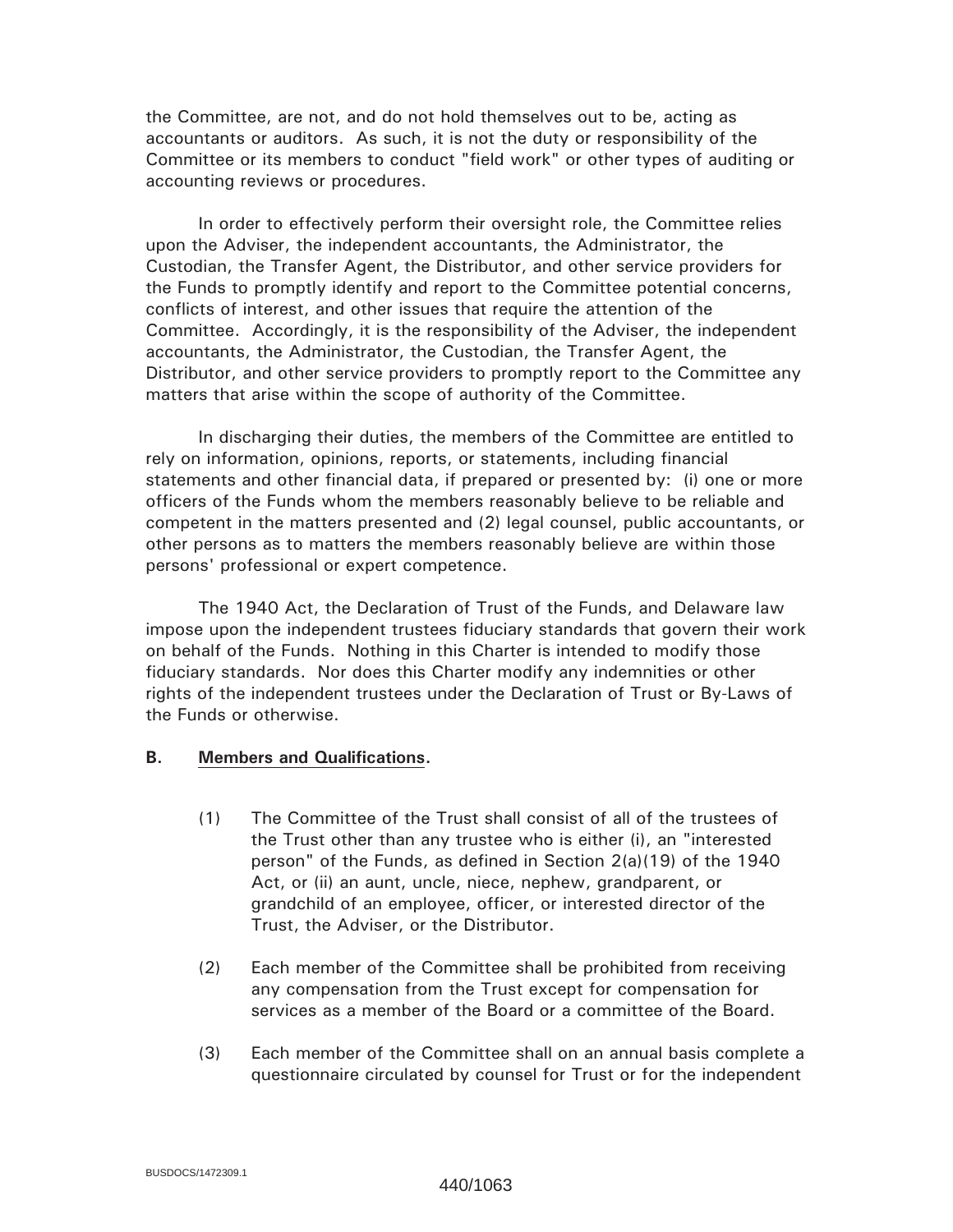the Committee, are not, and do not hold themselves out to be, acting as accountants or auditors. As such, it is not the duty or responsibility of the Committee or its members to conduct "field work" or other types of auditing or accounting reviews or procedures.

In order to effectively perform their oversight role, the Committee relies upon the Adviser, the independent accountants, the Administrator, the Custodian, the Transfer Agent, the Distributor, and other service providers for the Funds to promptly identify and report to the Committee potential concerns, conflicts of interest, and other issues that require the attention of the Committee. Accordingly, it is the responsibility of the Adviser, the independent accountants, the Administrator, the Custodian, the Transfer Agent, the Distributor, and other service providers to promptly report to the Committee any matters that arise within the scope of authority of the Committee.

In discharging their duties, the members of the Committee are entitled to rely on information, opinions, reports, or statements, including financial statements and other financial data, if prepared or presented by: (i) one or more officers of the Funds whom the members reasonably believe to be reliable and competent in the matters presented and (2) legal counsel, public accountants, or other persons as to matters the members reasonably believe are within those persons' professional or expert competence.

The 1940 Act, the Declaration of Trust of the Funds, and Delaware law impose upon the independent trustees fiduciary standards that govern their work on behalf of the Funds. Nothing in this Charter is intended to modify those fiduciary standards. Nor does this Charter modify any indemnities or other rights of the independent trustees under the Declaration of Trust or By-Laws of the Funds or otherwise.

**B. Members and Qualifications.**

(1) The Committee of the Trust shall consist of all of the trustees of the Trust other than any trustee who is either (i), an "interested person" of the Funds, as defined in Section 2(a)(19) of the 1940 Act, or (ii) an aunt, uncle, niece, nephew, grandparent, or grandchild of an employee, officer, or interested director of the Trust, the Adviser, or the Distributor.

(2) Each member of the Committee shall be prohibited from receiving any compensation from the Trust except for compensation for services as a member of the Board or a committee of the Board.

(3) Each member of the Committee shall on an annual basis complete a questionnaire circulated by counsel for Trust or for the independent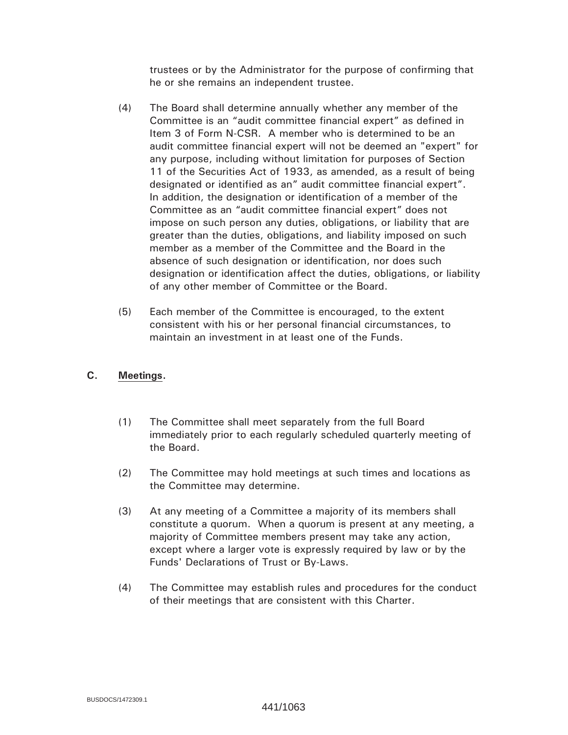trustees or by the Administrator for the purpose of confirming that he or she remains an independent trustee.

(4) The Board shall determine annually whether any member of the Committee is an "audit committee financial expert" as defined in Item 3 of Form N-CSR. A member who is determined to be an audit committee financial expert will not be deemed an "expert" for any purpose, including without limitation for purposes of Section 11 of the Securities Act of 1933, as amended, as a result of being designated or identified as an" audit committee financial expert". In addition, the designation or identification of a member of the Committee as an "audit committee financial expert" does not impose on such person any duties, obligations, or liability that are greater than the duties, obligations, and liability imposed on such member as a member of the Committee and the Board in the absence of such designation or identification, nor does such designation or identification affect the duties, obligations, or liability of any other member of Committee or the Board.

(5) Each member of the Committee is encouraged, to the extent consistent with his or her personal financial circumstances, to maintain an investment in at least one of the Funds.

## C. Meetings.

(1) The Committee shall meet separately from the full Board immediately prior to each regularly scheduled quarterly meeting of the Board.

(2) The Committee may hold meetings at such times and locations as the Committee may determine.

(3) At any meeting of a Committee a majority of its members shall constitute a quorum. When a quorum is present at any meeting, a majority of Committee members present may take any action, except where a larger vote is expressly required by law or by the Funds' Declarations of Trust or By-Laws.

(4) The Committee may establish rules and procedures for the conduct of their meetings that are consistent with this Charter.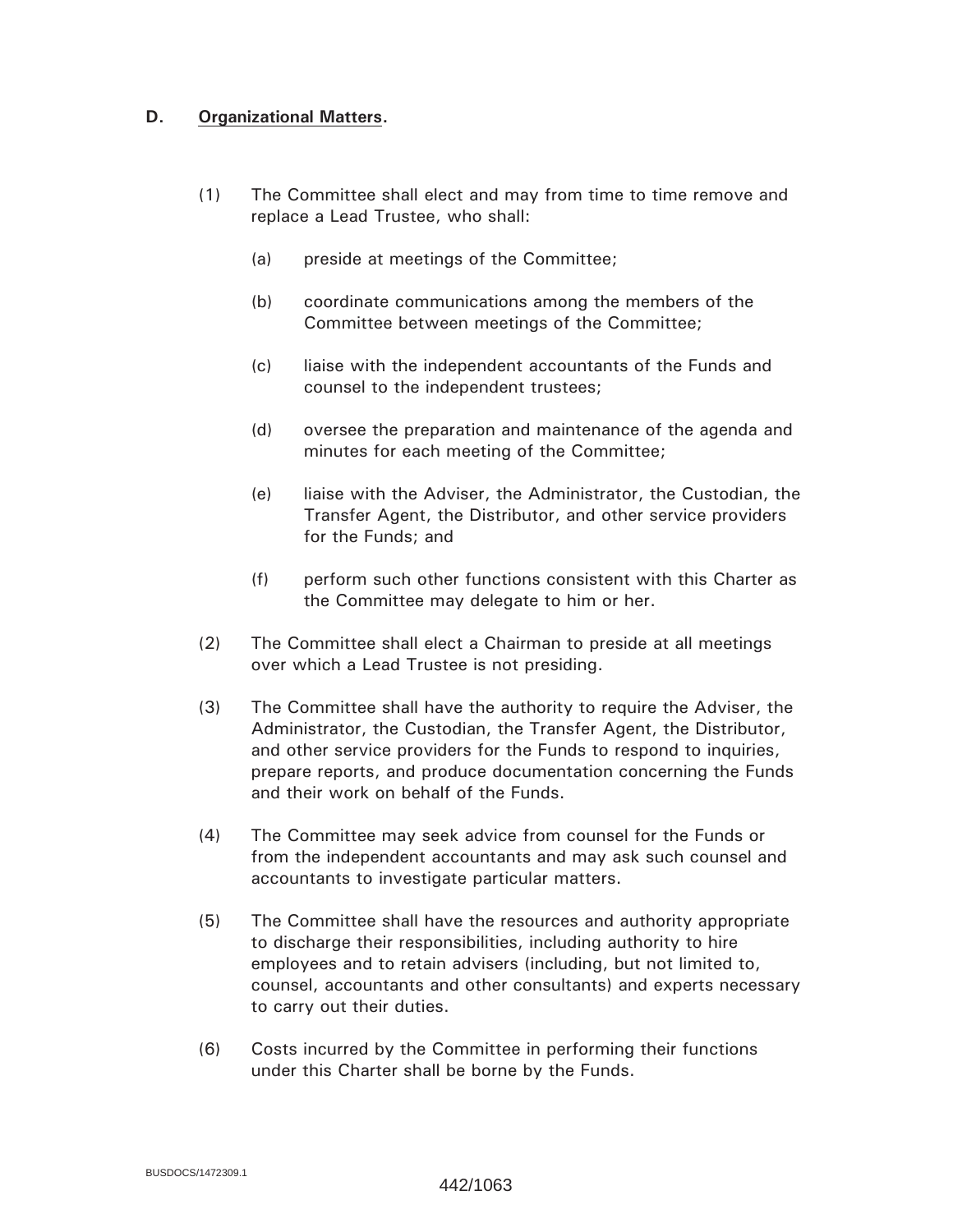## D. **Organizational Matters**.

(1) The Committee shall elect and may from time to time remove and replace a Lead Trustee, who shall:

   (a) preside at meetings of the Committee;

   (b) coordinate communications among the members of the Committee between meetings of the Committee;

   (c) liaise with the independent accountants of the Funds and counsel to the independent trustees;

   (d) oversee the preparation and maintenance of the agenda and minutes for each meeting of the Committee;

   (e) liaise with the Adviser, the Administrator, the Custodian, the Transfer Agent, the Distributor, and other service providers for the Funds; and

   (f) perform such other functions consistent with this Charter as the Committee may delegate to him or her.

(2) The Committee shall elect a Chairman to preside at all meetings over which a Lead Trustee is not presiding.

(3) The Committee shall have the authority to require the Adviser, the Administrator, the Custodian, the Transfer Agent, the Distributor, and other service providers for the Funds to respond to inquiries, prepare reports, and produce documentation concerning the Funds and their work on behalf of the Funds.

(4) The Committee may seek advice from counsel for the Funds or from the independent accountants and may ask such counsel and accountants to investigate particular matters.

(5) The Committee shall have the resources and authority appropriate to discharge their responsibilities, including authority to hire employees and to retain advisers (including, but not limited to, counsel, accountants and other consultants) and experts necessary to carry out their duties.

(6) Costs incurred by the Committee in performing their functions under this Charter shall be borne by the Funds.

BUSDOCS/1472309.1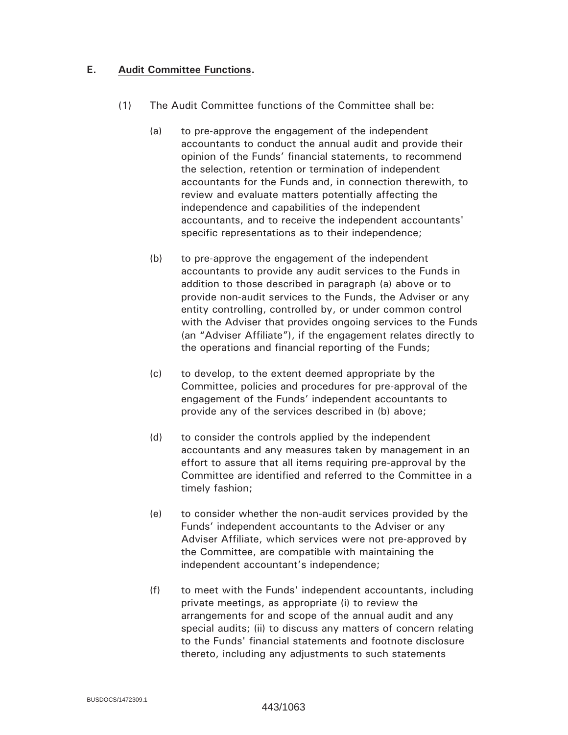## E. Audit Committee Functions.

(1) The Audit Committee functions of the Committee shall be:

(a) to pre-approve the engagement of the independent accountants to conduct the annual audit and provide their opinion of the Funds' financial statements, to recommend the selection, retention or termination of independent accountants for the Funds and, in connection therewith, to review and evaluate matters potentially affecting the independence and capabilities of the independent accountants, and to receive the independent accountants' specific representations as to their independence;

(b) to pre-approve the engagement of the independent accountants to provide any audit services to the Funds in addition to those described in paragraph (a) above or to provide non-audit services to the Funds, the Adviser or any entity controlling, controlled by, or under common control with the Adviser that provides ongoing services to the Funds (an "Adviser Affiliate"), if the engagement relates directly to the operations and financial reporting of the Funds;

(c) to develop, to the extent deemed appropriate by the Committee, policies and procedures for pre-approval of the engagement of the Funds' independent accountants to provide any of the services described in (b) above;

(d) to consider the controls applied by the independent accountants and any measures taken by management in an effort to assure that all items requiring pre-approval by the Committee are identified and referred to the Committee in a timely fashion;

(e) to consider whether the non-audit services provided by the Funds' independent accountants to the Adviser or any Adviser Affiliate, which services were not pre-approved by the Committee, are compatible with maintaining the independent accountant's independence;

(f) to meet with the Funds' independent accountants, including private meetings, as appropriate (i) to review the arrangements for and scope of the annual audit and any special audits; (ii) to discuss any matters of concern relating to the Funds' financial statements and footnote disclosure thereto, including any adjustments to such statements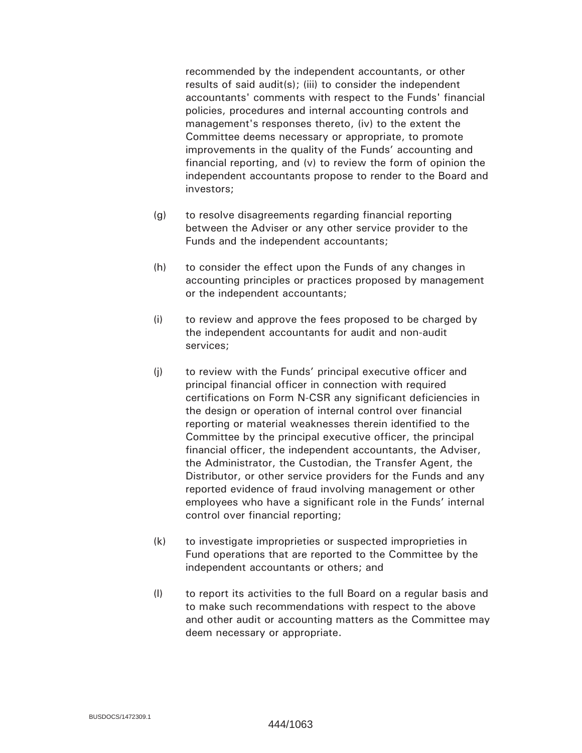recommended by the independent accountants, or other results of said audit(s); (iii) to consider the independent accountants' comments with respect to the Funds' financial policies, procedures and internal accounting controls and management's responses thereto, (iv) to the extent the Committee deems necessary or appropriate, to promote improvements in the quality of the Funds' accounting and financial reporting, and (v) to review the form of opinion the independent accountants propose to render to the Board and investors;

(g) to resolve disagreements regarding financial reporting between the Adviser or any other service provider to the Funds and the independent accountants;

(h) to consider the effect upon the Funds of any changes in accounting principles or practices proposed by management or the independent accountants;

(i) to review and approve the fees proposed to be charged by the independent accountants for audit and non-audit services;

(j) to review with the Funds' principal executive officer and principal financial officer in connection with required certifications on Form N-CSR any significant deficiencies in the design or operation of internal control over financial reporting or material weaknesses therein identified to the Committee by the principal executive officer, the principal financial officer, the independent accountants, the Adviser, the Administrator, the Custodian, the Transfer Agent, the Distributor, or other service providers for the Funds and any reported evidence of fraud involving management or other employees who have a significant role in the Funds' internal control over financial reporting;

(k) to investigate improprieties or suspected improprieties in Fund operations that are reported to the Committee by the independent accountants or others; and

(l) to report its activities to the full Board on a regular basis and to make such recommendations with respect to the above and other audit or accounting matters as the Committee may deem necessary or appropriate.

BUSDOCS/1472309.1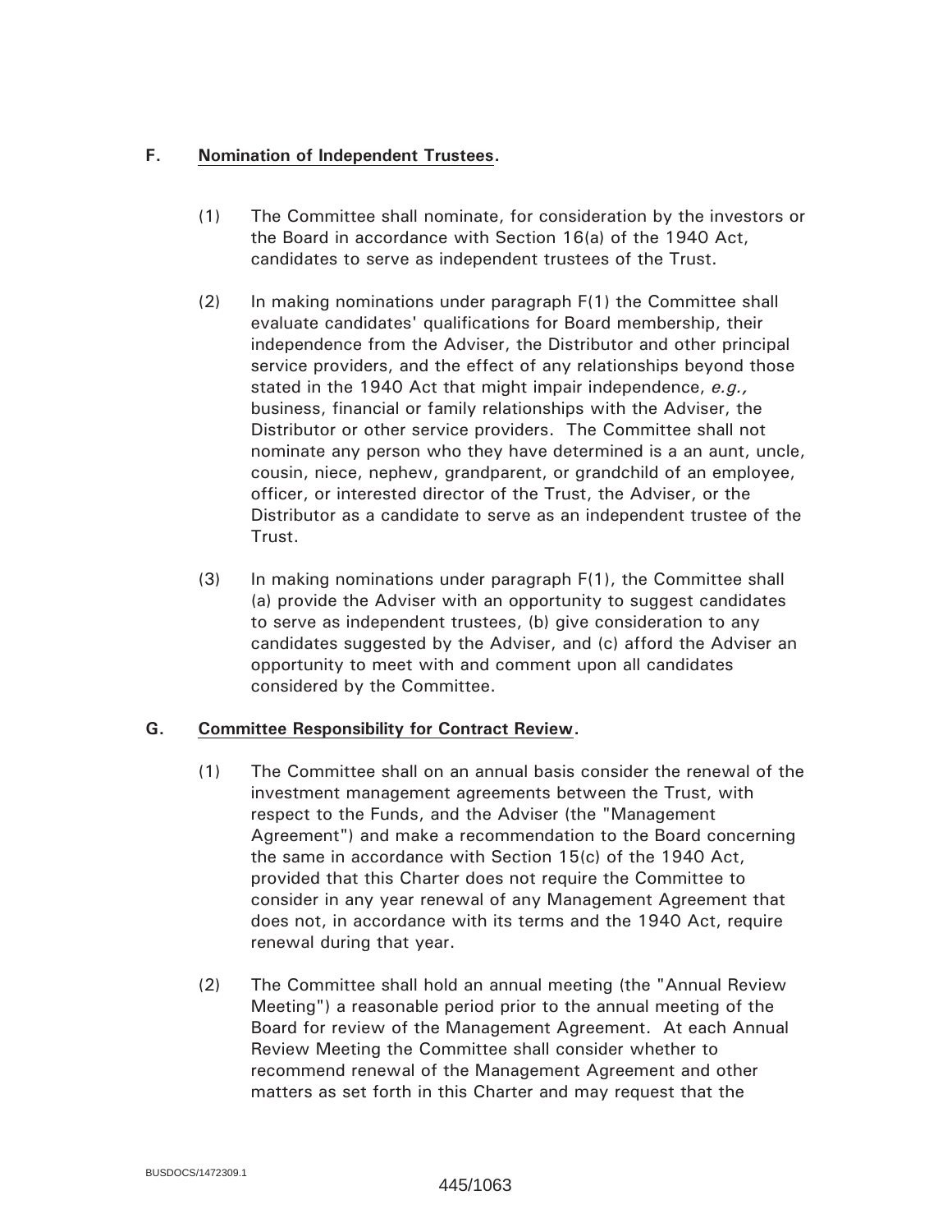## F. Nomination of Independent Trustees.

(1) The Committee shall nominate, for consideration by the investors or the Board in accordance with Section 16(a) of the 1940 Act, candidates to serve as independent trustees of the Trust.

(2) In making nominations under paragraph F(1) the Committee shall evaluate candidates' qualifications for Board membership, their independence from the Adviser, the Distributor and other principal service providers, and the effect of any relationships beyond those stated in the 1940 Act that might impair independence, *e.g.,* business, financial or family relationships with the Adviser, the Distributor or other service providers. The Committee shall not nominate any person who they have determined is a an aunt, uncle, cousin, niece, nephew, grandparent, or grandchild of an employee, officer, or interested director of the Trust, the Adviser, or the Distributor as a candidate to serve as an independent trustee of the Trust.

(3) In making nominations under paragraph F(1), the Committee shall (a) provide the Adviser with an opportunity to suggest candidates to serve as independent trustees, (b) give consideration to any candidates suggested by the Adviser, and (c) afford the Adviser an opportunity to meet with and comment upon all candidates considered by the Committee.

## G. Committee Responsibility for Contract Review.

(1) The Committee shall on an annual basis consider the renewal of the investment management agreements between the Trust, with respect to the Funds, and the Adviser (the "Management Agreement") and make a recommendation to the Board concerning the same in accordance with Section 15(c) of the 1940 Act, provided that this Charter does not require the Committee to consider in any year renewal of any Management Agreement that does not, in accordance with its terms and the 1940 Act, require renewal during that year.

(2) The Committee shall hold an annual meeting (the "Annual Review Meeting") a reasonable period prior to the annual meeting of the Board for review of the Management Agreement. At each Annual Review Meeting the Committee shall consider whether to recommend renewal of the Management Agreement and other matters as set forth in this Charter and may request that the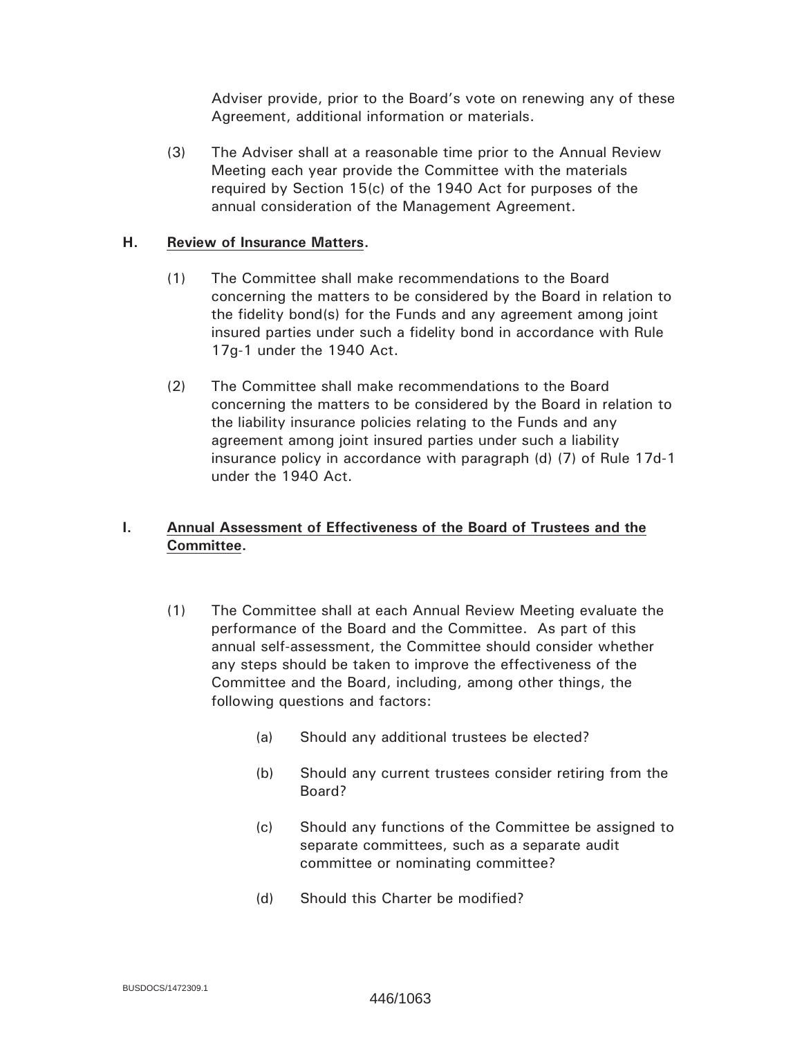Adviser provide, prior to the Board's vote on renewing any of these Agreement, additional information or materials.

(3) The Adviser shall at a reasonable time prior to the Annual Review Meeting each year provide the Committee with the materials required by Section 15(c) of the 1940 Act for purposes of the annual consideration of the Management Agreement.

**H. Review of Insurance Matters.**

(1) The Committee shall make recommendations to the Board concerning the matters to be considered by the Board in relation to the fidelity bond(s) for the Funds and any agreement among joint insured parties under such a fidelity bond in accordance with Rule 17g-1 under the 1940 Act.

(2) The Committee shall make recommendations to the Board concerning the matters to be considered by the Board in relation to the liability insurance policies relating to the Funds and any agreement among joint insured parties under such a liability insurance policy in accordance with paragraph (d) (7) of Rule 17d-1 under the 1940 Act.

**I. Annual Assessment of Effectiveness of the Board of Trustees and the Committee.**

(1) The Committee shall at each Annual Review Meeting evaluate the performance of the Board and the Committee. As part of this annual self-assessment, the Committee should consider whether any steps should be taken to improve the effectiveness of the Committee and the Board, including, among other things, the following questions and factors:

(a) Should any additional trustees be elected?

(b) Should any current trustees consider retiring from the Board?

(c) Should any functions of the Committee be assigned to separate committees, such as a separate audit committee or nominating committee?

(d) Should this Charter be modified?

BUSDOCS/1472309.1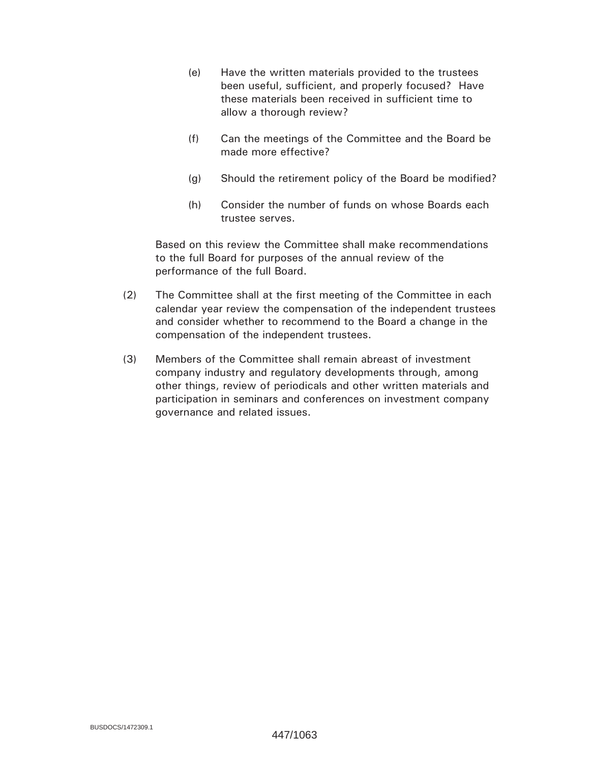(e) Have the written materials provided to the trustees been useful, sufficient, and properly focused? Have these materials been received in sufficient time to allow a thorough review?

(f) Can the meetings of the Committee and the Board be made more effective?

(g) Should the retirement policy of the Board be modified?

(h) Consider the number of funds on whose Boards each trustee serves.

Based on this review the Committee shall make recommendations to the full Board for purposes of the annual review of the performance of the full Board.

(2) The Committee shall at the first meeting of the Committee in each calendar year review the compensation of the independent trustees and consider whether to recommend to the Board a change in the compensation of the independent trustees.

(3) Members of the Committee shall remain abreast of investment company industry and regulatory developments through, among other things, review of periodicals and other written materials and participation in seminars and conferences on investment company governance and related issues.

BUSDOCS/1472309.1